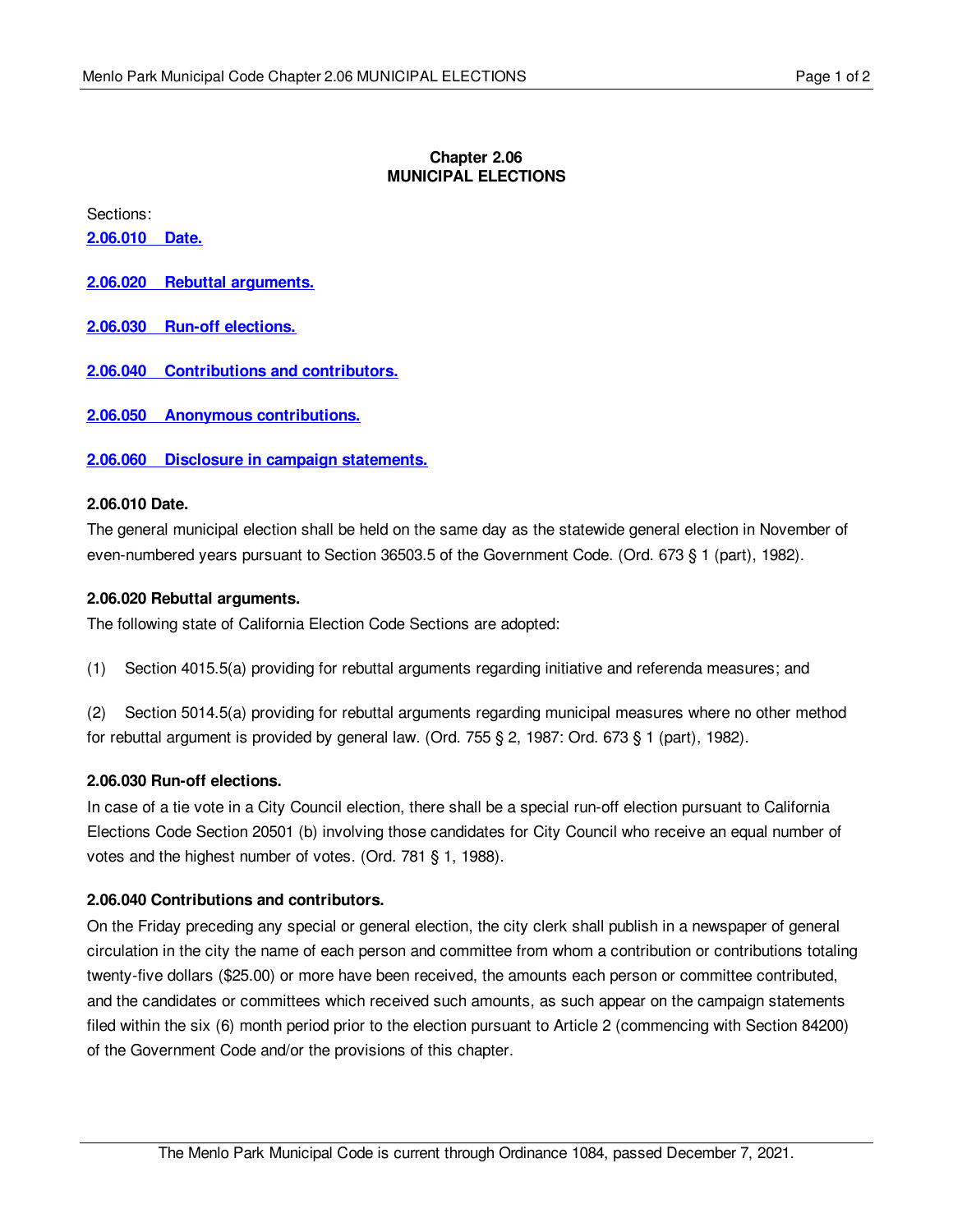# Chapter 2.06
# MUNICIPAL ELECTIONS

Sections:

**2.06.010 Date.**

**2.06.020 Rebuttal arguments.**

**2.06.030 Run-off elections.**

**2.06.040 Contributions and contributors.**

**2.06.050 Anonymous contributions.**

**2.06.060 Disclosure in campaign statements.**

### 2.06.010 Date.

The general municipal election shall be held on the same day as the statewide general election in November of even-numbered years pursuant to Section 36503.5 of the Government Code. (Ord. 673 § 1 (part), 1982).

### 2.06.020 Rebuttal arguments.

The following state of California Election Code Sections are adopted:

(1) Section 4015.5(a) providing for rebuttal arguments regarding initiative and referenda measures; and

(2) Section 5014.5(a) providing for rebuttal arguments regarding municipal measures where no other method for rebuttal argument is provided by general law. (Ord. 755 § 2, 1987: Ord. 673 § 1 (part), 1982).

### 2.06.030 Run-off elections.

In case of a tie vote in a City Council election, there shall be a special run-off election pursuant to California Elections Code Section 20501 (b) involving those candidates for City Council who receive an equal number of votes and the highest number of votes. (Ord. 781 § 1, 1988).

### 2.06.040 Contributions and contributors.

On the Friday preceding any special or general election, the city clerk shall publish in a newspaper of general circulation in the city the name of each person and committee from whom a contribution or contributions totaling twenty-five dollars ($25.00) or more have been received, the amounts each person or committee contributed, and the candidates or committees which received such amounts, as such appear on the campaign statements filed within the six (6) month period prior to the election pursuant to Article 2 (commencing with Section 84200) of the Government Code and/or the provisions of this chapter.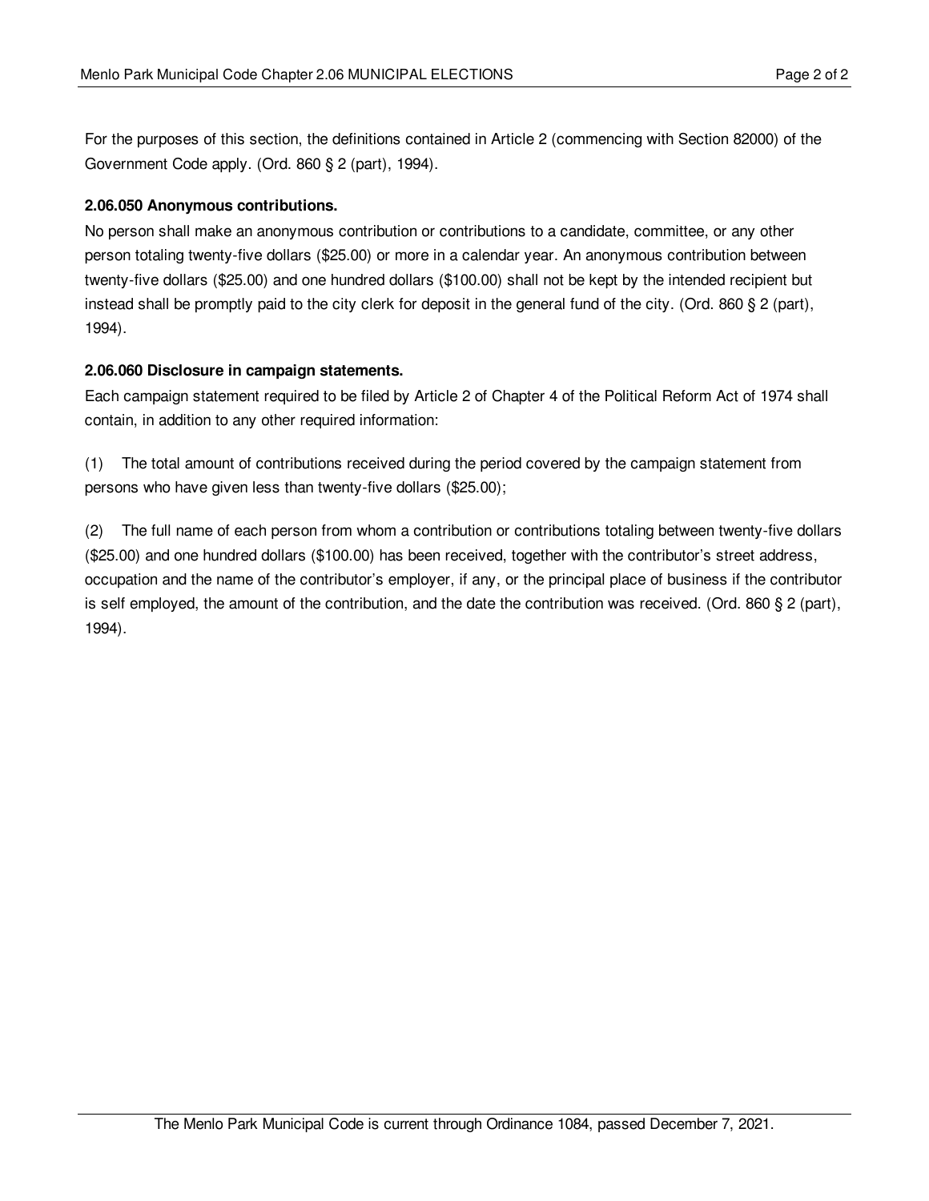For the purposes of this section, the definitions contained in Article 2 (commencing with Section 82000) of the Government Code apply. (Ord. 860 § 2 (part), 1994).

**2.06.050 Anonymous contributions.**

No person shall make an anonymous contribution or contributions to a candidate, committee, or any other person totaling twenty-five dollars ($25.00) or more in a calendar year. An anonymous contribution between twenty-five dollars ($25.00) and one hundred dollars ($100.00) shall not be kept by the intended recipient but instead shall be promptly paid to the city clerk for deposit in the general fund of the city. (Ord. 860 § 2 (part), 1994).

**2.06.060 Disclosure in campaign statements.**

Each campaign statement required to be filed by Article 2 of Chapter 4 of the Political Reform Act of 1974 shall contain, in addition to any other required information:

(1) The total amount of contributions received during the period covered by the campaign statement from persons who have given less than twenty-five dollars ($25.00);

(2) The full name of each person from whom a contribution or contributions totaling between twenty-five dollars ($25.00) and one hundred dollars ($100.00) has been received, together with the contributor's street address, occupation and the name of the contributor's employer, if any, or the principal place of business if the contributor is self employed, the amount of the contribution, and the date the contribution was received. (Ord. 860 § 2 (part), 1994).